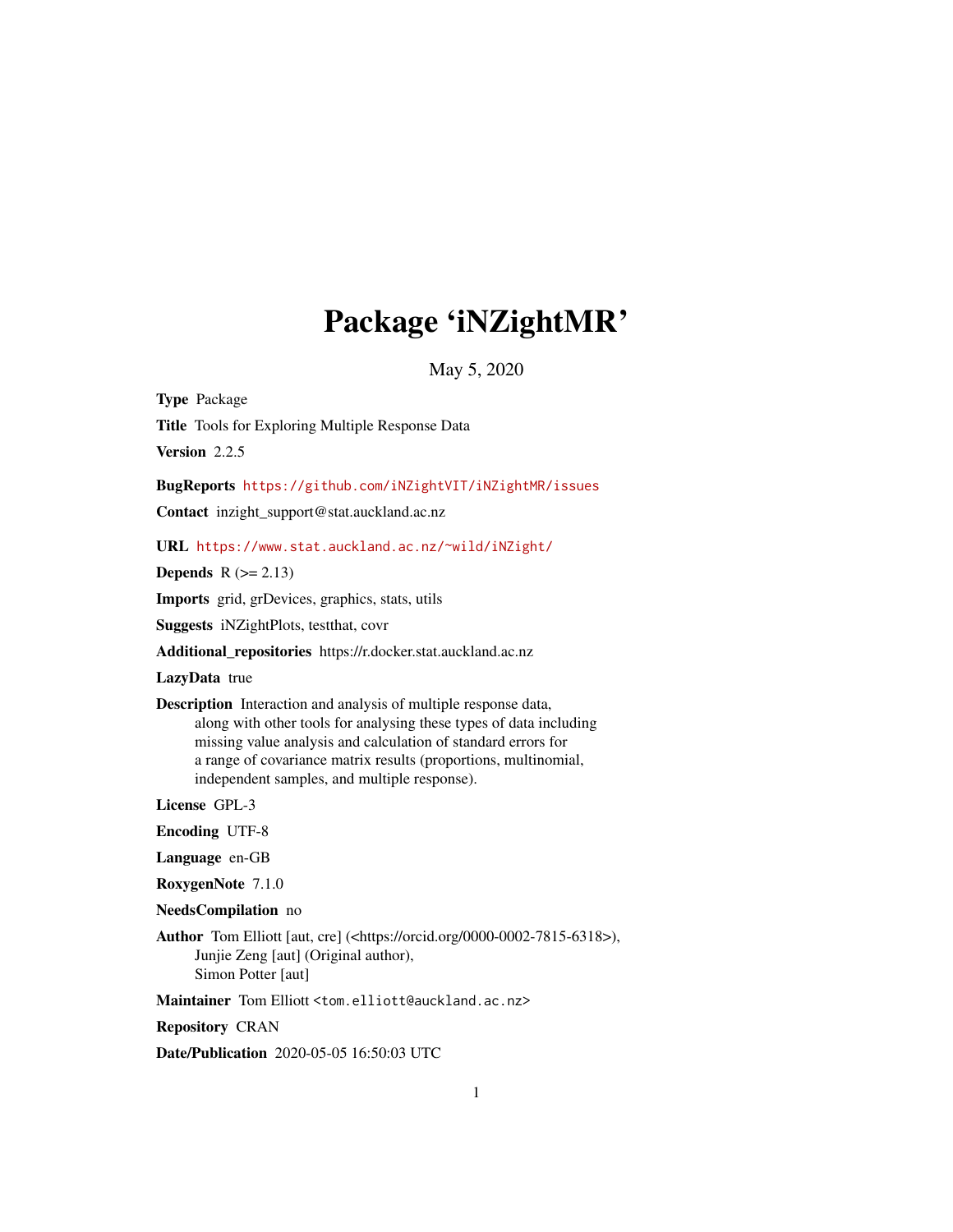# Package 'iNZightMR'

May 5, 2020

**Type** Package

**Title** Tools for Exploring Multiple Response Data

**Version** 2.2.5

**BugReports** https://github.com/iNZightVIT/iNZightMR/issues

**Contact** inzight_support@stat.auckland.ac.nz

**URL** https://www.stat.auckland.ac.nz/~wild/iNZight/

**Depends** R (>= 2.13)

**Imports** grid, grDevices, graphics, stats, utils

**Suggests** iNZightPlots, testthat, covr

**Additional_repositories** https://r.docker.stat.auckland.ac.nz

**LazyData** true

**Description** Interaction and analysis of multiple response data, along with other tools for analysing these types of data including missing value analysis and calculation of standard errors for a range of covariance matrix results (proportions, multinomial, independent samples, and multiple response).

**License** GPL-3

**Encoding** UTF-8

**Language** en-GB

**RoxygenNote** 7.1.0

**NeedsCompilation** no

**Author** Tom Elliott [aut, cre] (<https://orcid.org/0000-0002-7815-6318>), Junjie Zeng [aut] (Original author), Simon Potter [aut]

**Maintainer** Tom Elliott <tom.elliott@auckland.ac.nz>

**Repository** CRAN

**Date/Publication** 2020-05-05 16:50:03 UTC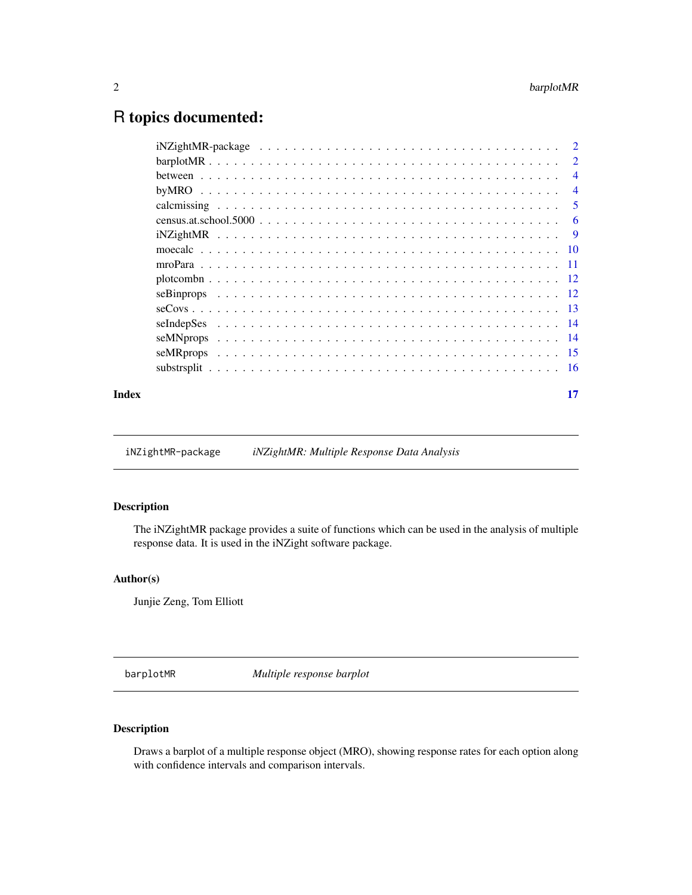# R topics documented:

| | |
|---|---|
| iNZightMR-package | 2 |
| barplotMR | 2 |
| between | 4 |
| byMRO | 4 |
| calcmissing | 5 |
| census.at.school.5000 | 6 |
| iNZightMR | 9 |
| moecalc | 10 |
| mroPara | 11 |
| plotcombn | 12 |
| seBinprops | 12 |
| seCovs | 13 |
| seIndepSes | 14 |
| seMNprops | 14 |
| seMRprops | 15 |
| substrsplit | 16 |

**Index** **17**

---

## iNZightMR-package &nbsp;&nbsp;&nbsp; *iNZightMR: Multiple Response Data Analysis*

### Description

The iNZightMR package provides a suite of functions which can be used in the analysis of multiple response data. It is used in the iNZight software package.

### Author(s)

Junjie Zeng, Tom Elliott

---

## barplotMR &nbsp;&nbsp;&nbsp; *Multiple response barplot*

### Description

Draws a barplot of a multiple response object (MRO), showing response rates for each option along with confidence intervals and comparison intervals.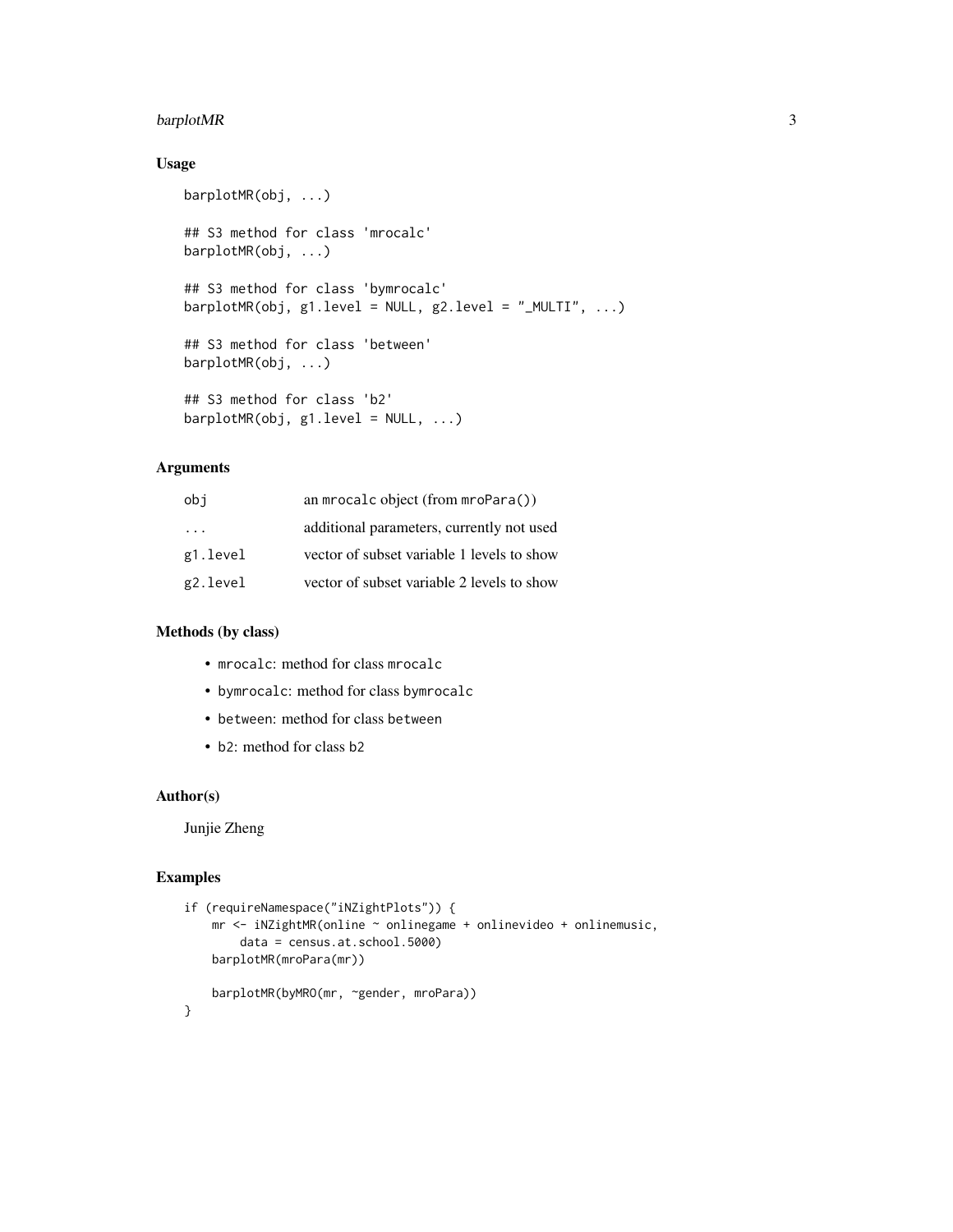### Usage

```
barplotMR(obj, ...)

## S3 method for class 'mrocalc'
barplotMR(obj, ...)

## S3 method for class 'bymrocalc'
barplotMR(obj, g1.level = NULL, g2.level = "_MULTI", ...)

## S3 method for class 'between'
barplotMR(obj, ...)

## S3 method for class 'b2'
barplotMR(obj, g1.level = NULL, ...)
```

### Arguments

| | |
|---|---|
| `obj` | an `mrocalc` object (from `mroPara()`) |
| `...` | additional parameters, currently not used |
| `g1.level` | vector of subset variable 1 levels to show |
| `g2.level` | vector of subset variable 2 levels to show |

### Methods (by class)

- `mrocalc`: method for class `mrocalc`
- `bymrocalc`: method for class `bymrocalc`
- `between`: method for class `between`
- `b2`: method for class `b2`

### Author(s)

Junjie Zheng

### Examples

```
if (requireNamespace("iNZightPlots")) {
    mr <- iNZightMR(online ~ onlinegame + onlinevideo + onlinemusic,
        data = census.at.school.5000)
    barplotMR(mroPara(mr))

    barplotMR(byMRO(mr, ~gender, mroPara))
}
```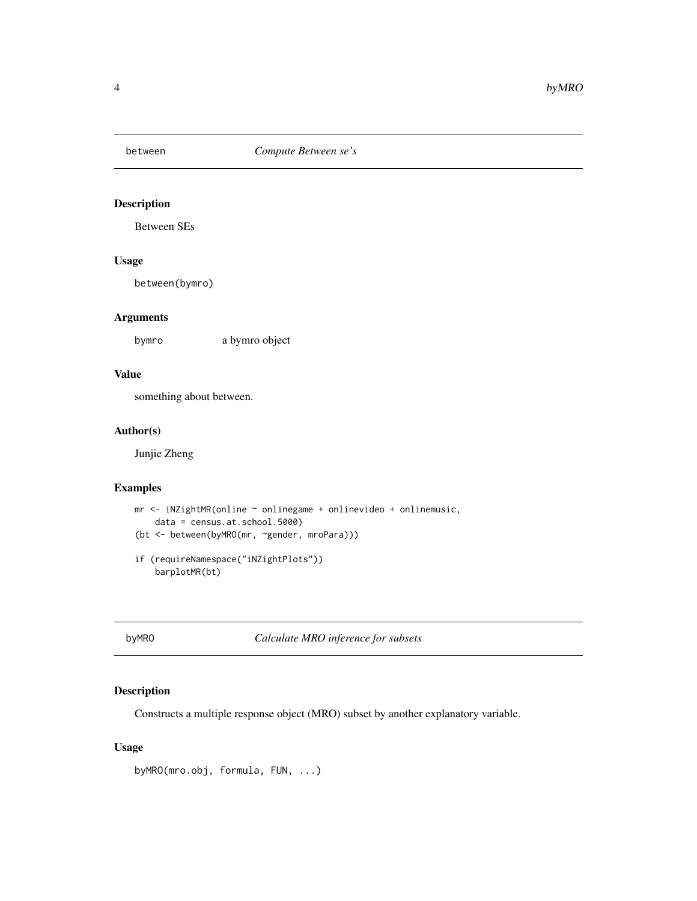## between — *Compute Between se's*

### Description

Between SEs

### Usage

```
between(bymro)
```

### Arguments

`bymro` — a bymro object

### Value

something about between.

### Author(s)

Junjie Zheng

### Examples

```
mr <- iNZightMR(online ~ onlinegame + onlinevideo + onlinemusic,
    data = census.at.school.5000)
(bt <- between(byMRO(mr, ~gender, mroPara)))

if (requireNamespace("iNZightPlots"))
    barplotMR(bt)
```

## byMRO — *Calculate MRO inference for subsets*

### Description

Constructs a multiple response object (MRO) subset by another explanatory variable.

### Usage

```
byMRO(mro.obj, formula, FUN, ...)
```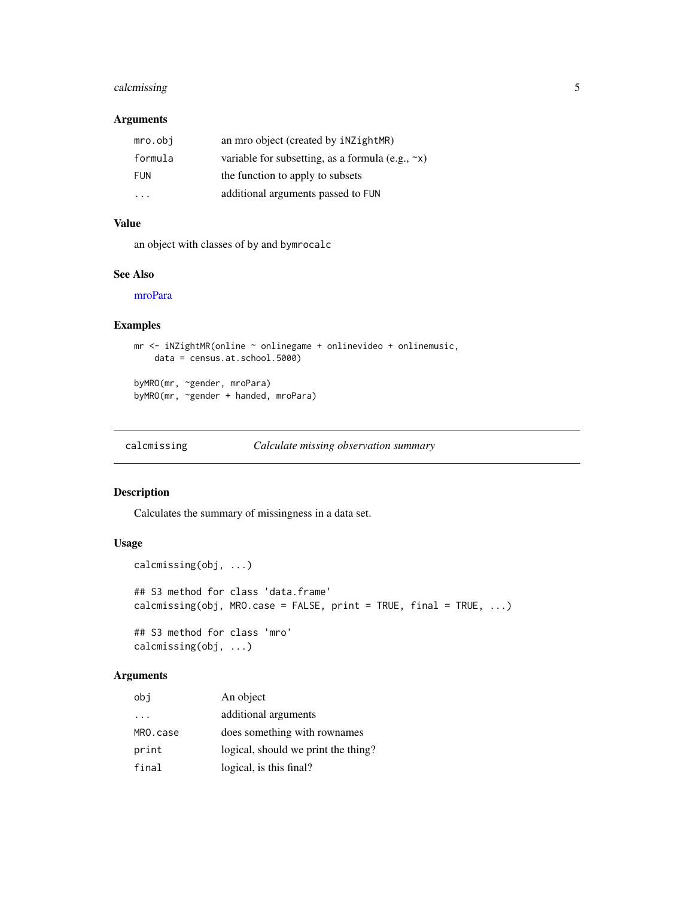### Arguments

| | |
|---|---|
| `mro.obj` | an mro object (created by `iNZightMR`) |
| `formula` | variable for subsetting, as a formula (e.g., `~x`) |
| `FUN` | the function to apply to subsets |
| `...` | additional arguments passed to `FUN` |

### Value

an object with classes of `by` and `bymrocalc`

### See Also

mroPara

### Examples

```
mr <- iNZightMR(online ~ onlinegame + onlinevideo + onlinemusic,
    data = census.at.school.5000)

byMRO(mr, ~gender, mroPara)
byMRO(mr, ~gender + handed, mroPara)
```

## calcmissing — *Calculate missing observation summary*

### Description

Calculates the summary of missingness in a data set.

### Usage

```
calcmissing(obj, ...)

## S3 method for class 'data.frame'
calcmissing(obj, MRO.case = FALSE, print = TRUE, final = TRUE, ...)

## S3 method for class 'mro'
calcmissing(obj, ...)
```

### Arguments

| | |
|---|---|
| `obj` | An object |
| `...` | additional arguments |
| `MRO.case` | does something with rownames |
| `print` | logical, should we print the thing? |
| `final` | logical, is this final? |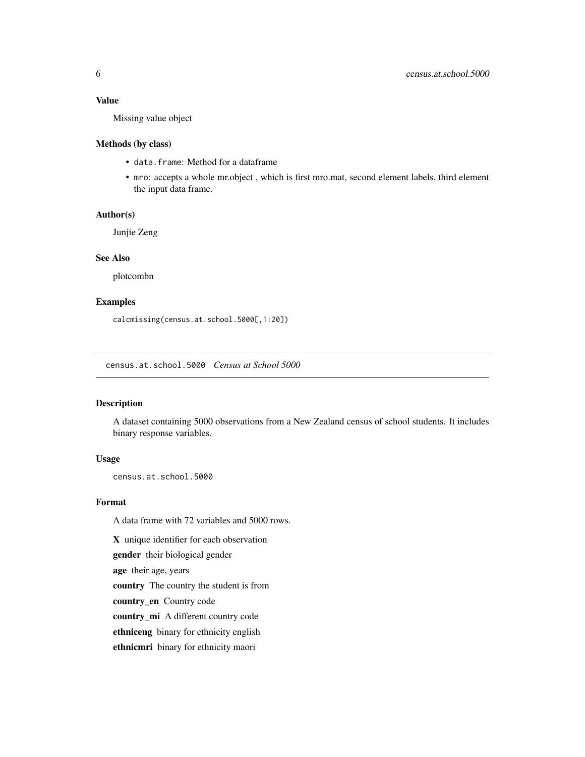### Value

Missing value object

### Methods (by class)

- `data.frame`: Method for a dataframe
- `mro`: accepts a whole mr.object , which is first mro.mat, second element labels, third element the input data frame.

### Author(s)

Junjie Zeng

### See Also

plotcombn

### Examples

```
calcmissing(census.at.school.5000[,1:20])
```

---

## census.at.school.5000 *Census at School 5000*

---

### Description

A dataset containing 5000 observations from a New Zealand census of school students. It includes binary response variables.

### Usage

```
census.at.school.5000
```

### Format

A data frame with 72 variables and 5000 rows.

**X** unique identifier for each observation

**gender** their biological gender

**age** their age, years

**country** The country the student is from

**country_en** Country code

**country_mi** A different country code

**ethniceng** binary for ethnicity english

**ethnicmri** binary for ethnicity maori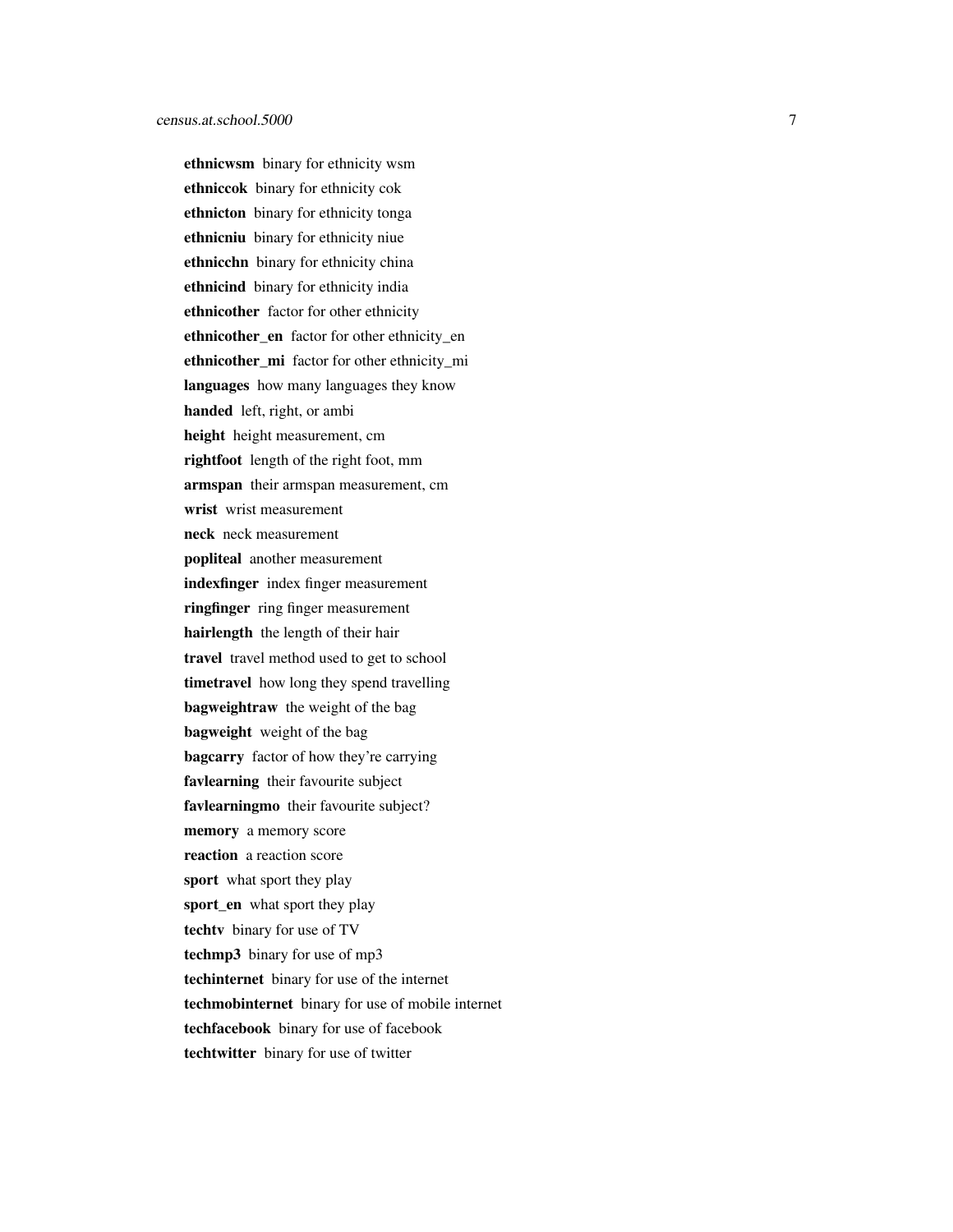**ethnicwsm** binary for ethnicity wsm

**ethniccok** binary for ethnicity cok

**ethnicton** binary for ethnicity tonga

**ethnicniu** binary for ethnicity niue

**ethnicchn** binary for ethnicity china

**ethnicind** binary for ethnicity india

**ethnicother** factor for other ethnicity

**ethnicother_en** factor for other ethnicity_en

**ethnicother_mi** factor for other ethnicity_mi

**languages** how many languages they know

**handed** left, right, or ambi

**height** height measurement, cm

**rightfoot** length of the right foot, mm

**armspan** their armspan measurement, cm

**wrist** wrist measurement

**neck** neck measurement

**popliteal** another measurement

**indexfinger** index finger measurement

**ringfinger** ring finger measurement

**hairlength** the length of their hair

**travel** travel method used to get to school

**timetravel** how long they spend travelling

**bagweightraw** the weight of the bag

**bagweight** weight of the bag

**bagcarry** factor of how they're carrying

**favlearning** their favourite subject

**favlearningmo** their favourite subject?

**memory** a memory score

**reaction** a reaction score

**sport** what sport they play

**sport_en** what sport they play

**techtv** binary for use of TV

**techmp3** binary for use of mp3

**techinternet** binary for use of the internet

**techmobinternet** binary for use of mobile internet

**techfacebook** binary for use of facebook

**techtwitter** binary for use of twitter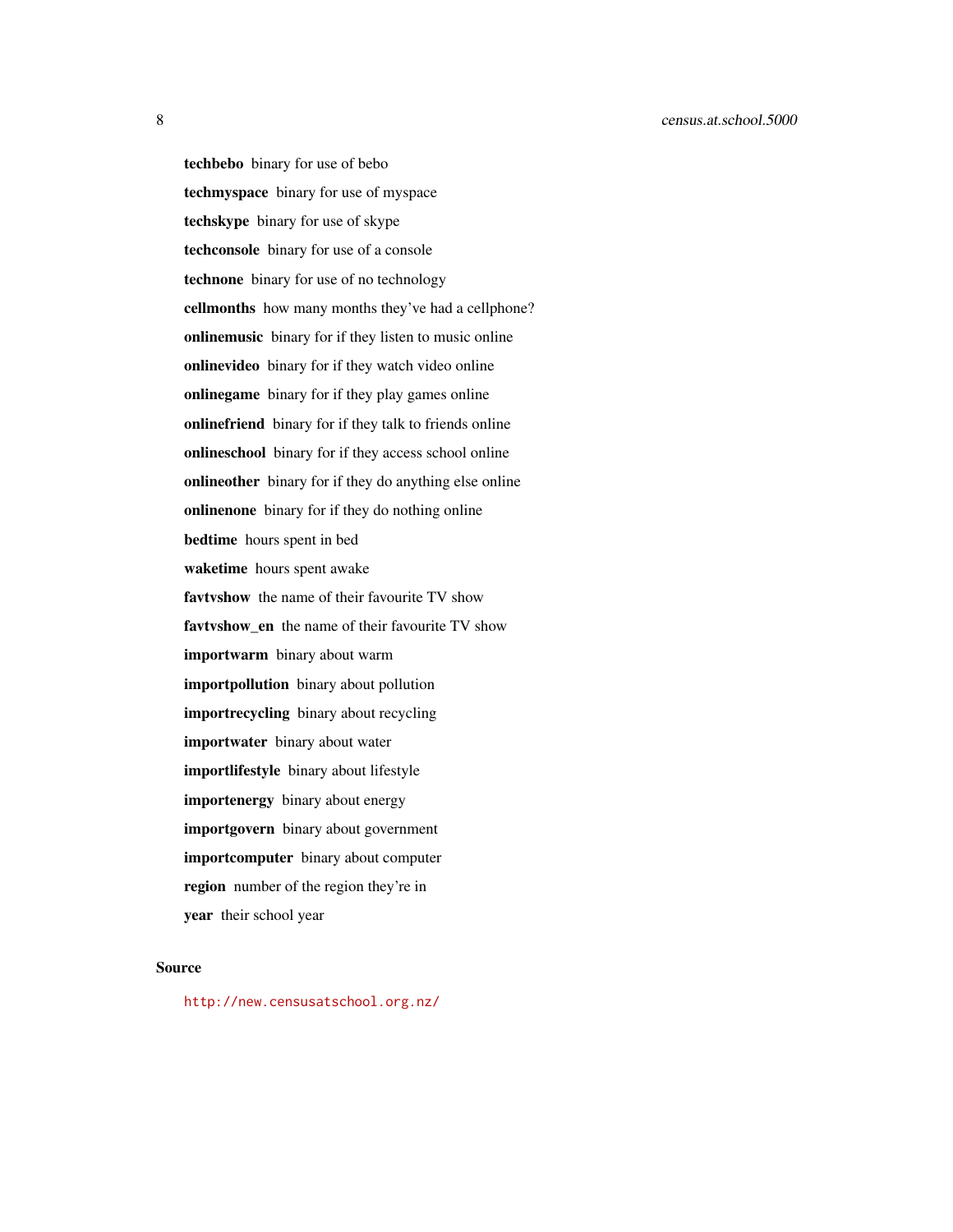**techbebo** binary for use of bebo

**techmyspace** binary for use of myspace

**techskype** binary for use of skype

**techconsole** binary for use of a console

**technone** binary for use of no technology

**cellmonths** how many months they've had a cellphone?

**onlinemusic** binary for if they listen to music online

**onlinevideo** binary for if they watch video online

**onlinegame** binary for if they play games online

**onlinefriend** binary for if they talk to friends online

**onlineschool** binary for if they access school online

**onlineother** binary for if they do anything else online

**onlinenone** binary for if they do nothing online

**bedtime** hours spent in bed

**waketime** hours spent awake

**favtvshow** the name of their favourite TV show

**favtvshow_en** the name of their favourite TV show

**importwarm** binary about warm

**importpollution** binary about pollution

**importrecycling** binary about recycling

**importwater** binary about water

**importlifestyle** binary about lifestyle

**importenergy** binary about energy

**importgovern** binary about government

**importcomputer** binary about computer

**region** number of the region they're in

**year** their school year

## Source

http://new.censusatschool.org.nz/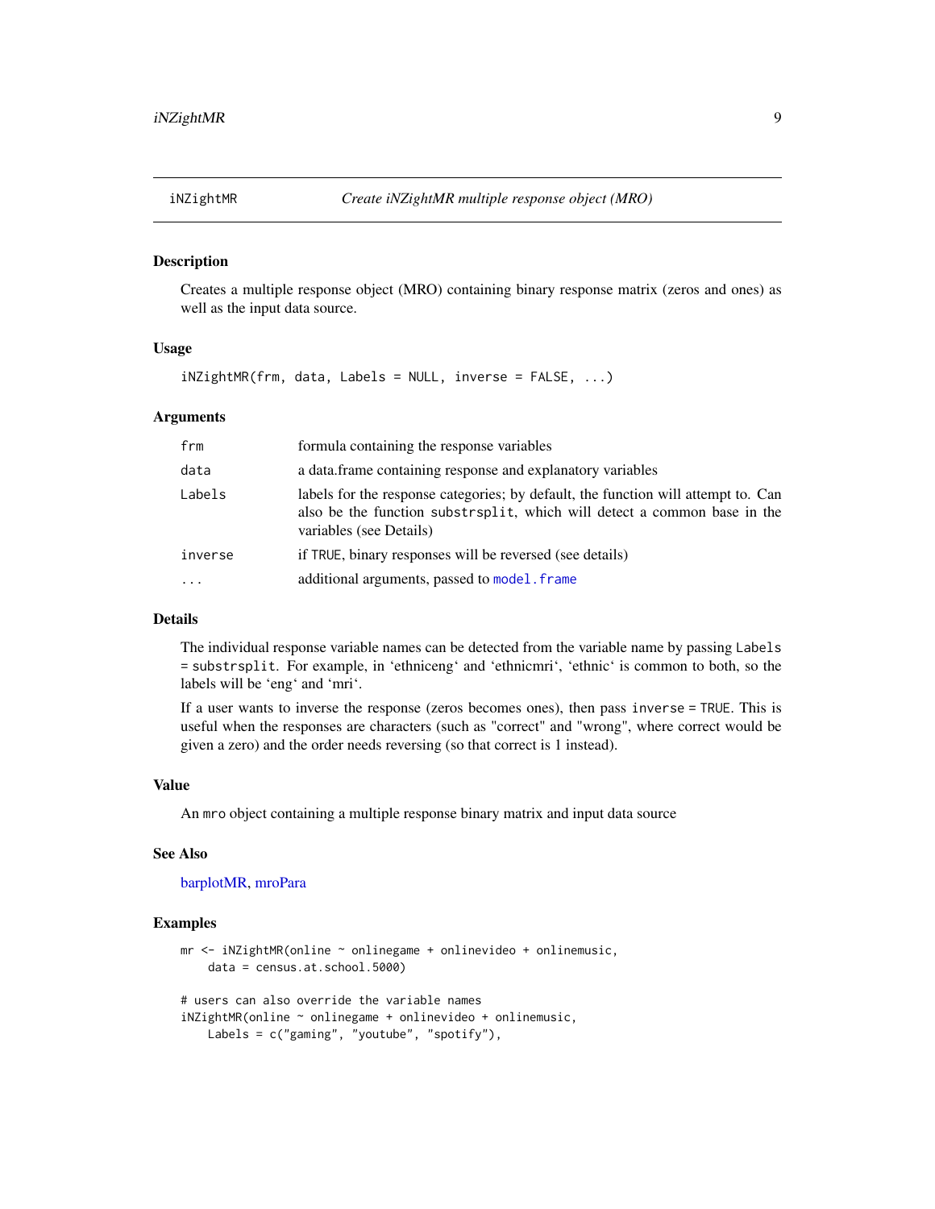## iNZightMR — *Create iNZightMR multiple response object (MRO)*

### Description

Creates a multiple response object (MRO) containing binary response matrix (zeros and ones) as well as the input data source.

### Usage

```
iNZightMR(frm, data, Labels = NULL, inverse = FALSE, ...)
```

### Arguments

| | |
|---|---|
| `frm` | formula containing the response variables |
| `data` | a data.frame containing response and explanatory variables |
| `Labels` | labels for the response categories; by default, the function will attempt to. Can also be the function `substrsplit`, which will detect a common base in the variables (see Details) |
| `inverse` | if `TRUE`, binary responses will be reversed (see details) |
| `...` | additional arguments, passed to `model.frame` |

### Details

The individual response variable names can be detected from the variable name by passing `Labels = substrsplit`. For example, in 'ethniceng' and 'ethnicmri', 'ethnic' is common to both, so the labels will be 'eng' and 'mri'.

If a user wants to inverse the response (zeros becomes ones), then pass `inverse = TRUE`. This is useful when the responses are characters (such as "correct" and "wrong", where correct would be given a zero) and the order needs reversing (so that correct is 1 instead).

### Value

An `mro` object containing a multiple response binary matrix and input data source

### See Also

barplotMR, mroPara

### Examples

```
mr <- iNZightMR(online ~ onlinegame + onlinevideo + onlinemusic,
    data = census.at.school.5000)

# users can also override the variable names
iNZightMR(online ~ onlinegame + onlinevideo + onlinemusic,
    Labels = c("gaming", "youtube", "spotify"),
```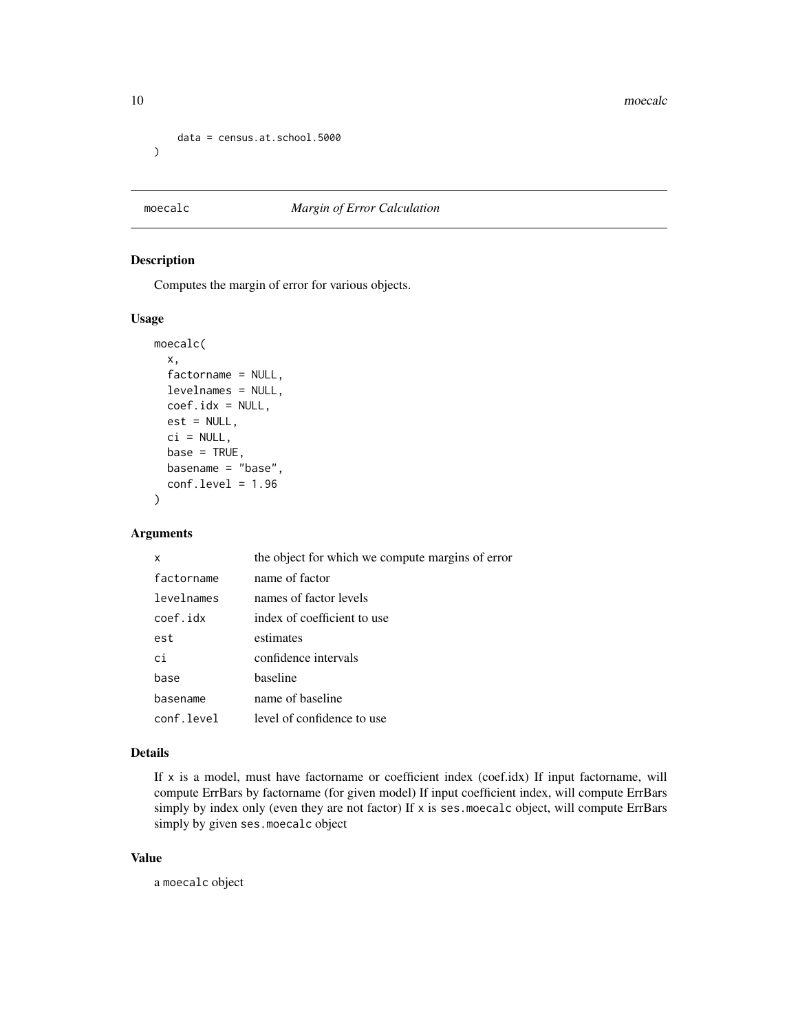```
    data = census.at.school.5000
)
```

## moecalc — *Margin of Error Calculation*

### Description

Computes the margin of error for various objects.

### Usage

```
moecalc(
  x,
  factorname = NULL,
  levelnames = NULL,
  coef.idx = NULL,
  est = NULL,
  ci = NULL,
  base = TRUE,
  basename = "base",
  conf.level = 1.96
)
```

### Arguments

| | |
|---|---|
| `x` | the object for which we compute margins of error |
| `factorname` | name of factor |
| `levelnames` | names of factor levels |
| `coef.idx` | index of coefficient to use |
| `est` | estimates |
| `ci` | confidence intervals |
| `base` | baseline |
| `basename` | name of baseline |
| `conf.level` | level of confidence to use |

### Details

If `x` is a model, must have factorname or coefficient index (coef.idx) If input factorname, will compute ErrBars by factorname (for given model) If input coefficient index, will compute ErrBars simply by index only (even they are not factor) If `x` is `ses.moecalc` object, will compute ErrBars simply by given `ses.moecalc` object

### Value

a `moecalc` object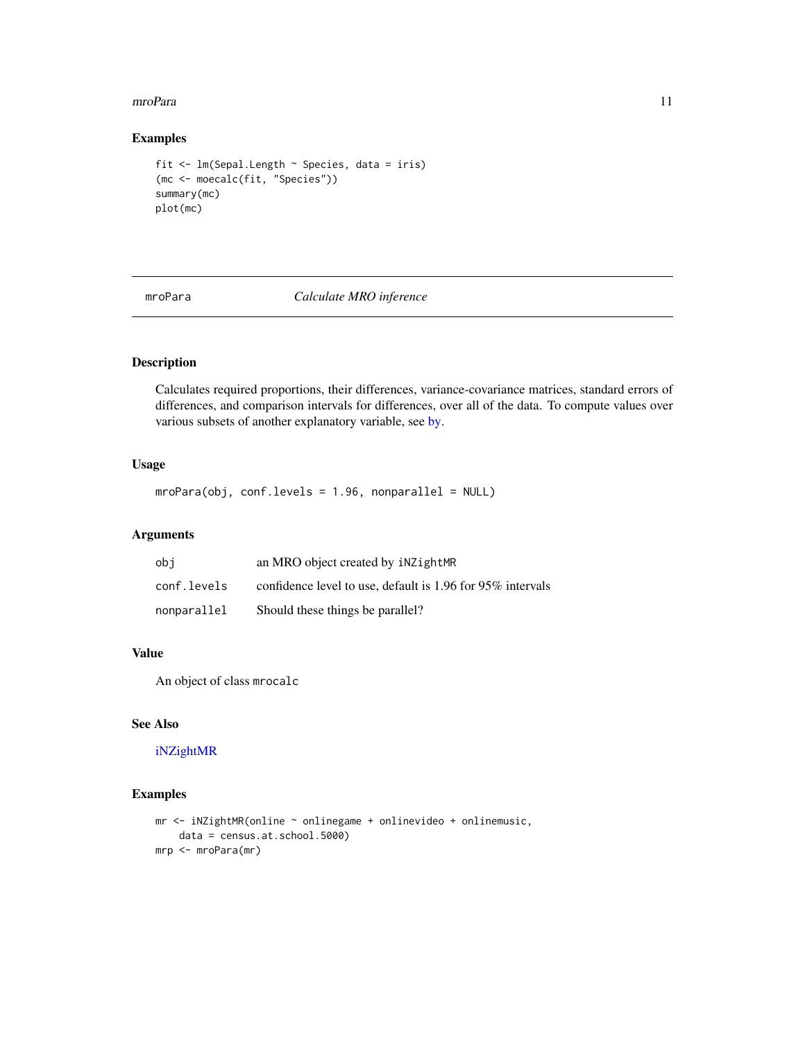## Examples

```
fit <- lm(Sepal.Length ~ Species, data = iris)
(mc <- moecalc(fit, "Species"))
summary(mc)
plot(mc)
```

---

# mroPara — *Calculate MRO inference*

---

## Description

Calculates required proportions, their differences, variance-covariance matrices, standard errors of differences, and comparison intervals for differences, over all of the data. To compute values over various subsets of another explanatory variable, see by.

## Usage

```
mroPara(obj, conf.levels = 1.96, nonparallel = NULL)
```

## Arguments

| | |
|---|---|
| `obj` | an MRO object created by `iNZightMR` |
| `conf.levels` | confidence level to use, default is 1.96 for 95% intervals |
| `nonparallel` | Should these things be parallel? |

## Value

An object of class `mrocalc`

## See Also

iNZightMR

## Examples

```
mr <- iNZightMR(online ~ onlinegame + onlinevideo + onlinemusic,
    data = census.at.school.5000)
mrp <- mroPara(mr)
```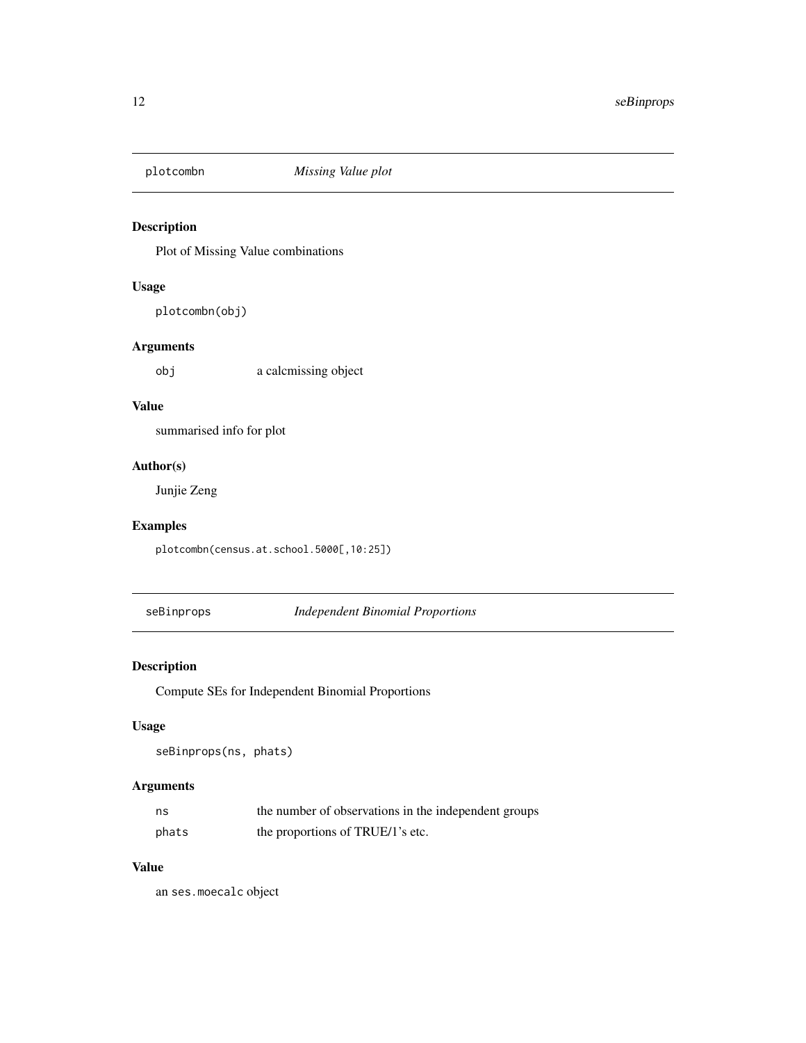## plotcombn *Missing Value plot*

### Description

Plot of Missing Value combinations

### Usage

```
plotcombn(obj)
```

### Arguments

| | |
|---|---|
| obj | a calcmissing object |

### Value

summarised info for plot

### Author(s)

Junjie Zeng

### Examples

```
plotcombn(census.at.school.5000[,10:25])
```

## seBinprops *Independent Binomial Proportions*

### Description

Compute SEs for Independent Binomial Proportions

### Usage

```
seBinprops(ns, phats)
```

### Arguments

| | |
|---|---|
| ns | the number of observations in the independent groups |
| phats | the proportions of TRUE/1's etc. |

### Value

an `ses.moecalc` object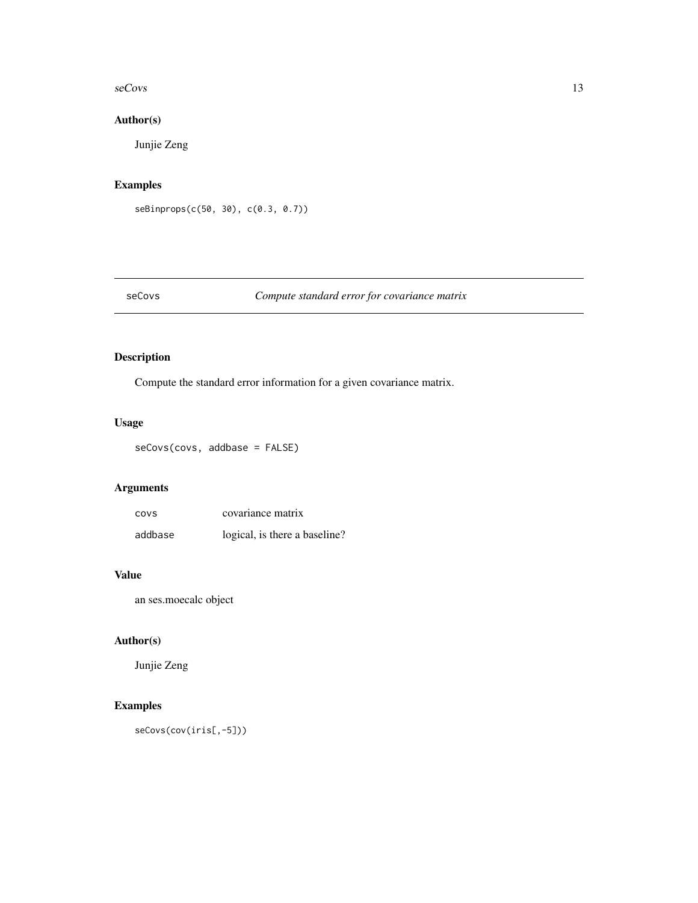## Author(s)

Junjie Zeng

## Examples

```
seBinprops(c(50, 30), c(0.3, 0.7))
```

---

# seCovs — *Compute standard error for covariance matrix*

---

## Description

Compute the standard error information for a given covariance matrix.

## Usage

```
seCovs(covs, addbase = FALSE)
```

## Arguments

| | |
|---|---|
| `covs` | covariance matrix |
| `addbase` | logical, is there a baseline? |

## Value

an ses.moecalc object

## Author(s)

Junjie Zeng

## Examples

```
seCovs(cov(iris[,-5]))
```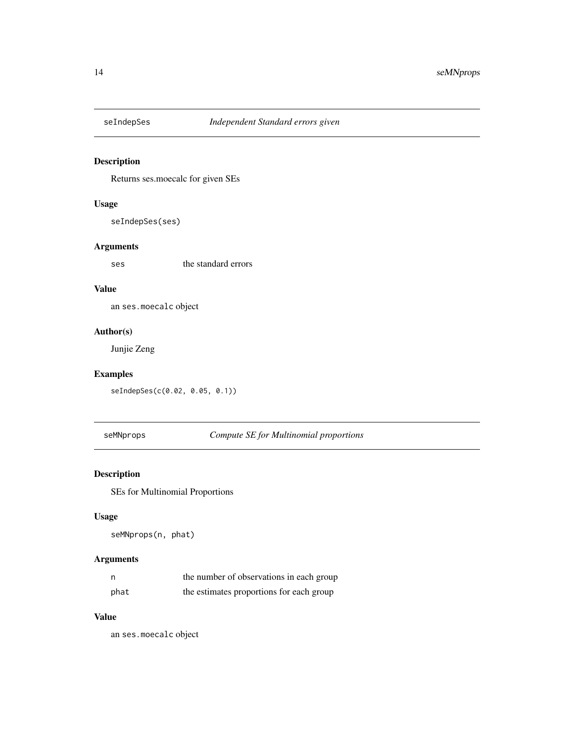## seIndepSes — *Independent Standard errors given*

### Description

Returns ses.moecalc for given SEs

### Usage

```
seIndepSes(ses)
```

### Arguments

| | |
|---|---|
| ses | the standard errors |

### Value

an `ses.moecalc` object

### Author(s)

Junjie Zeng

### Examples

```
seIndepSes(c(0.02, 0.05, 0.1))
```

## seMNprops — *Compute SE for Multinomial proportions*

### Description

SEs for Multinomial Proportions

### Usage

```
seMNprops(n, phat)
```

### Arguments

| | |
|---|---|
| n | the number of observations in each group |
| phat | the estimates proportions for each group |

### Value

an `ses.moecalc` object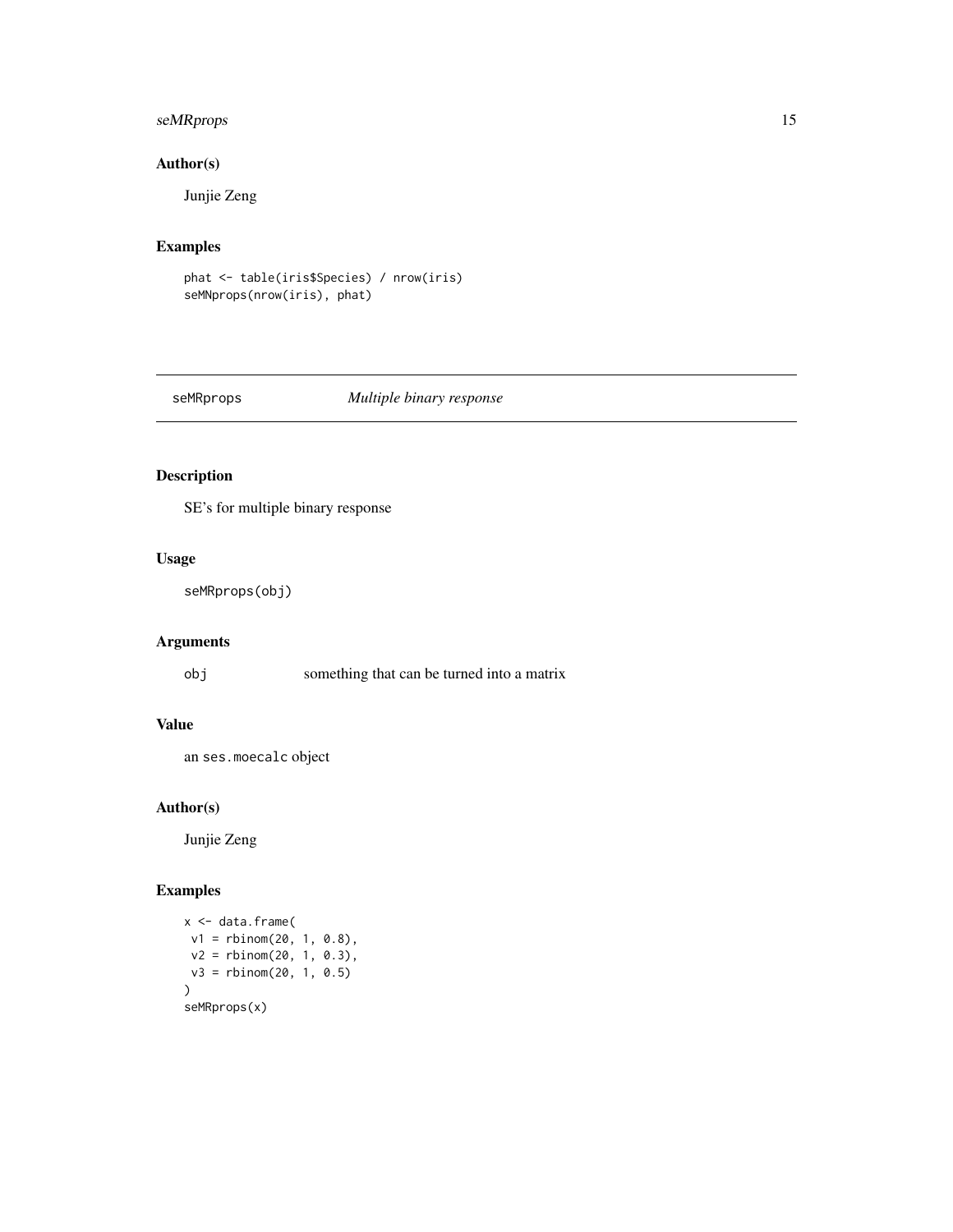## Author(s)

Junjie Zeng

## Examples

```
phat <- table(iris$Species) / nrow(iris)
seMNprops(nrow(iris), phat)
```

---

# seMRprops — *Multiple binary response*

---

## Description

SE's for multiple binary response

## Usage

```
seMRprops(obj)
```

## Arguments

| | |
|---|---|
| obj | something that can be turned into a matrix |

## Value

an `ses.moecalc` object

## Author(s)

Junjie Zeng

## Examples

```
x <- data.frame(
 v1 = rbinom(20, 1, 0.8),
 v2 = rbinom(20, 1, 0.3),
 v3 = rbinom(20, 1, 0.5)
)
seMRprops(x)
```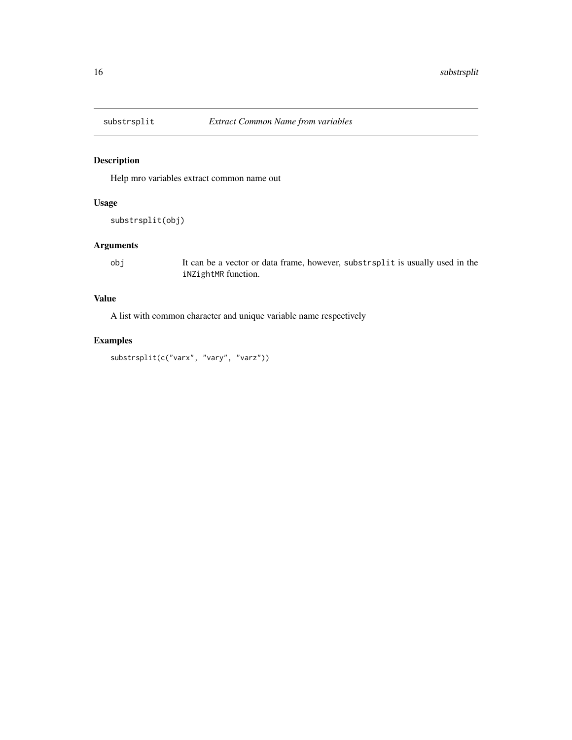## substrsplit — *Extract Common Name from variables*

### Description

Help mro variables extract common name out

### Usage

```
substrsplit(obj)
```

### Arguments

| | |
|---|---|
| obj | It can be a vector or data frame, however, `substrsplit` is usually used in the `iNZightMR` function. |

### Value

A list with common character and unique variable name respectively

### Examples

```
substrsplit(c("varx", "vary", "varz"))
```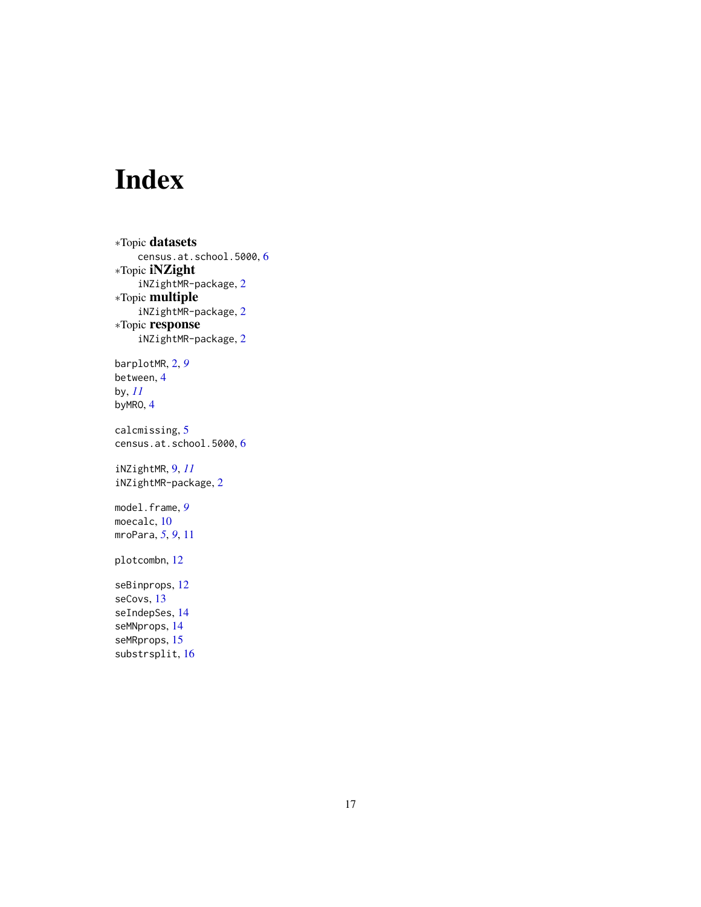# Index

*Topic **datasets**
    census.at.school.5000, 6
*Topic **iNZight**
    iNZightMR-package, 2
*Topic **multiple**
    iNZightMR-package, 2
*Topic **response**
    iNZightMR-package, 2

barplotMR, 2, *9*
between, 4
by, *11*
byMRO, 4

calcmissing, 5
census.at.school.5000, 6

iNZightMR, 9, *11*
iNZightMR-package, 2

model.frame, *9*
moecalc, 10
mroPara, *5*, *9*, 11

plotcombn, 12

seBinprops, 12
seCovs, 13
seIndepSes, 14
seMNprops, 14
seMRprops, 15
substrsplit, 16